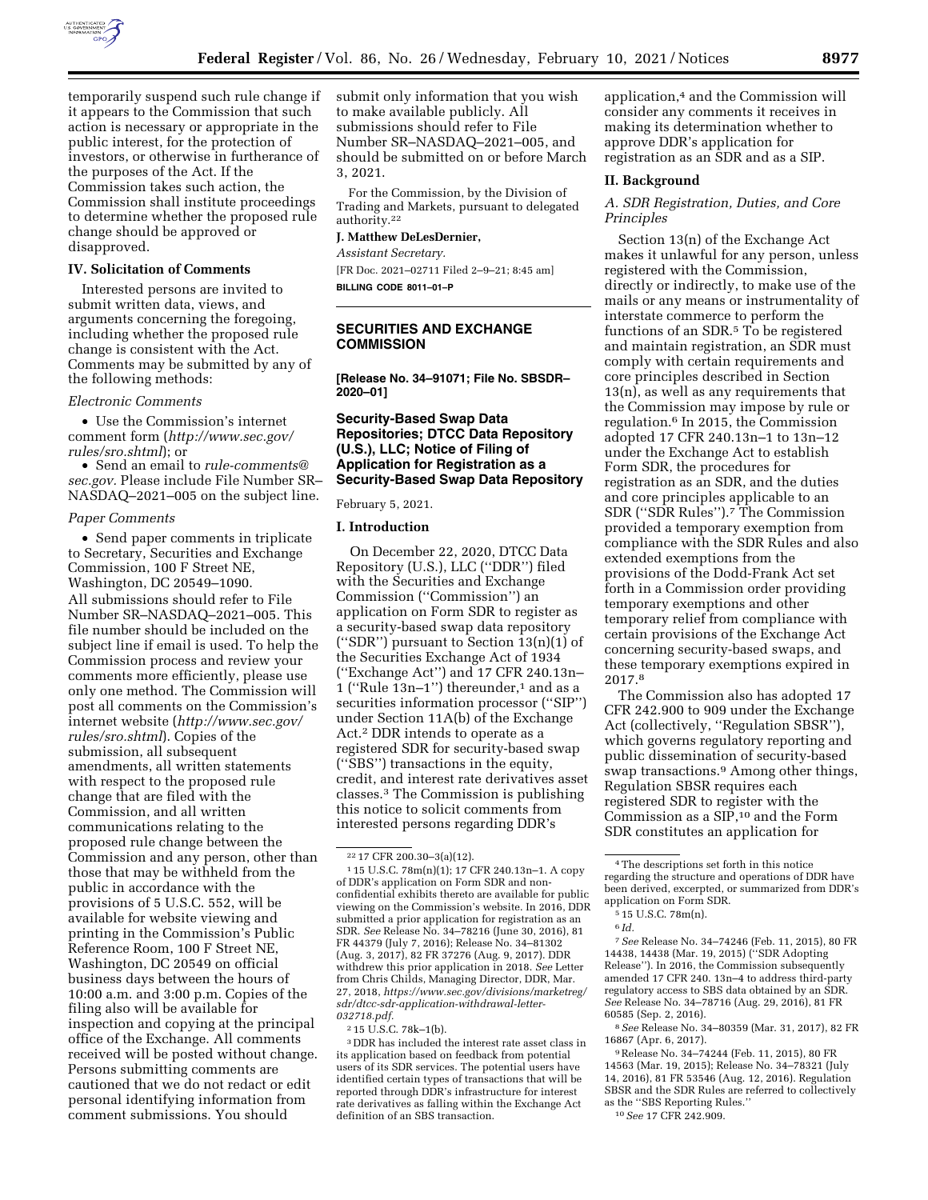temporarily suspend such rule change if it appears to the Commission that such action is necessary or appropriate in the public interest, for the protection of investors, or otherwise in furtherance of the purposes of the Act. If the Commission takes such action, the Commission shall institute proceedings to determine whether the proposed rule change should be approved or disapproved.

### IV. Solicitation of Comments

Interested persons are invited to submit written data, views, and arguments concerning the foregoing, including whether the proposed rule change is consistent with the Act. Comments may be submitted by any of the following methods:

*Electronic Comments*

- Use the Commission's internet comment form (*http://www.sec.gov/rules/sro.shtml*); or
- Send an email to *rule-comments@sec.gov.* Please include File Number SR–NASDAQ–2021–005 on the subject line.

*Paper Comments*

- Send paper comments in triplicate to Secretary, Securities and Exchange Commission, 100 F Street NE, Washington, DC 20549–1090.

All submissions should refer to File Number SR–NASDAQ–2021–005. This file number should be included on the subject line if email is used. To help the Commission process and review your comments more efficiently, please use only one method. The Commission will post all comments on the Commission's internet website (*http://www.sec.gov/rules/sro.shtml*). Copies of the submission, all subsequent amendments, all written statements with respect to the proposed rule change that are filed with the Commission, and all written communications relating to the proposed rule change between the Commission and any person, other than those that may be withheld from the public in accordance with the provisions of 5 U.S.C. 552, will be available for website viewing and printing in the Commission's Public Reference Room, 100 F Street NE, Washington, DC 20549 on official business days between the hours of 10:00 a.m. and 3:00 p.m. Copies of the filing also will be available for inspection and copying at the principal office of the Exchange. All comments received will be posted without change. Persons submitting comments are cautioned that we do not redact or edit personal identifying information from comment submissions. You should submit only information that you wish to make available publicly. All submissions should refer to File Number SR–NASDAQ–2021–005, and should be submitted on or before March 3, 2021.

For the Commission, by the Division of Trading and Markets, pursuant to delegated authority.[22]

**J. Matthew DeLesDernier,**

*Assistant Secretary.*

[FR Doc. 2021–02711 Filed 2–9–21; 8:45 am]

**BILLING CODE 8011–01–P**

---

## SECURITIES AND EXCHANGE COMMISSION

**[Release No. 34–91071; File No. SBSDR–2020–01]**

## Security-Based Swap Data Repositories; DTCC Data Repository (U.S.), LLC; Notice of Filing of Application for Registration as a Security-Based Swap Data Repository

February 5, 2021.

### I. Introduction

On December 22, 2020, DTCC Data Repository (U.S.), LLC (''DDR'') filed with the Securities and Exchange Commission (''Commission'') an application on Form SDR to register as a security-based swap data repository (''SDR'') pursuant to Section 13(n)(1) of the Securities Exchange Act of 1934 (''Exchange Act'') and 17 CFR 240.13n–1 (''Rule 13n–1'') thereunder,[1] and as a securities information processor (''SIP'') under Section 11A(b) of the Exchange Act.[2] DDR intends to operate as a registered SDR for security-based swap (''SBS'') transactions in the equity, credit, and interest rate derivatives asset classes.[3] The Commission is publishing this notice to solicit comments from interested persons regarding DDR's application,[4] and the Commission will consider any comments it receives in making its determination whether to approve DDR's application for registration as an SDR and as a SIP.

### II. Background

#### *A. SDR Registration, Duties, and Core Principles*

Section 13(n) of the Exchange Act makes it unlawful for any person, unless registered with the Commission, directly or indirectly, to make use of the mails or any means or instrumentality of interstate commerce to perform the functions of an SDR.[5] To be registered and maintain registration, an SDR must comply with certain requirements and core principles described in Section 13(n), as well as any requirements that the Commission may impose by rule or regulation.[6] In 2015, the Commission adopted 17 CFR 240.13n–1 to 13n–12 under the Exchange Act to establish Form SDR, the procedures for registration as an SDR, and the duties and core principles applicable to an SDR (''SDR Rules'').[7] The Commission provided a temporary exemption from compliance with the SDR Rules and also extended exemptions from the provisions of the Dodd-Frank Act set forth in a Commission order providing temporary exemptions and other temporary relief from compliance with certain provisions of the Exchange Act concerning security-based swaps, and these temporary exemptions expired in 2017.[8]

The Commission also has adopted 17 CFR 242.900 to 909 under the Exchange Act (collectively, ''Regulation SBSR''), which governs regulatory reporting and public dissemination of security-based swap transactions.[9] Among other things, Regulation SBSR requires each registered SDR to register with the Commission as a SIP,[10] and the Form SDR constitutes an application for

---

[22] 17 CFR 200.30–3(a)(12).

[1] 15 U.S.C. 78m(n)(1); 17 CFR 240.13n–1. A copy of DDR's application on Form SDR and non-confidential exhibits thereto are available for public viewing on the Commission's website. In 2016, DDR submitted a prior application for registration as an SDR. *See* Release No. 34–78216 (June 30, 2016), 81 FR 44379 (July 7, 2016); Release No. 34–81302 (Aug. 3, 2017), 82 FR 37276 (Aug. 9, 2017). DDR withdrew this prior application in 2018. *See* Letter from Chris Childs, Managing Director, DDR, Mar. 27, 2018, *https://www.sec.gov/divisions/marketreg/sdr/dtcc-sdr-application-withdrawal-letter-032718.pdf.*

[2] 15 U.S.C. 78k–1(b).

[3] DDR has included the interest rate asset class in its application based on feedback from potential users of its SDR services. The potential users have identified certain types of transactions that will be reported through DDR's infrastructure for interest rate derivatives as falling within the Exchange Act definition of an SBS transaction.

[4] The descriptions set forth in this notice regarding the structure and operations of DDR have been derived, excerpted, or summarized from DDR's application on Form SDR.

[5] 15 U.S.C. 78m(n).

[6] *Id.*

[7] *See* Release No. 34–74246 (Feb. 11, 2015), 80 FR 14438, 14438 (Mar. 19, 2015) (''SDR Adopting Release''). In 2016, the Commission subsequently amended 17 CFR 240. 13n–4 to address third-party regulatory access to SBS data obtained by an SDR. *See* Release No. 34–78716 (Aug. 29, 2016), 81 FR 60585 (Sep. 2, 2016).

[8] *See* Release No. 34–80359 (Mar. 31, 2017), 82 FR 16867 (Apr. 6, 2017).

[9] Release No. 34–74244 (Feb. 11, 2015), 80 FR 14563 (Mar. 19, 2015); Release No. 34–78321 (July 14, 2016), 81 FR 53546 (Aug. 12, 2016). Regulation SBSR and the SDR Rules are referred to collectively as the ''SBS Reporting Rules.''

[10] *See* 17 CFR 242.909.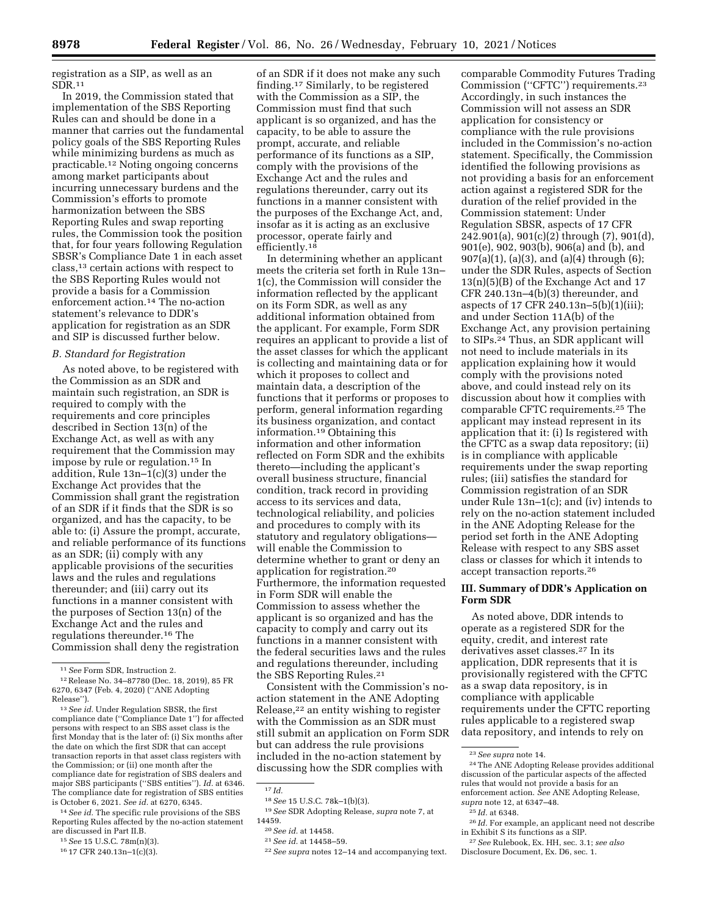registration as a SIP, as well as an SDR.[11]

In 2019, the Commission stated that implementation of the SBS Reporting Rules can and should be done in a manner that carries out the fundamental policy goals of the SBS Reporting Rules while minimizing burdens as much as practicable.[12] Noting ongoing concerns among market participants about incurring unnecessary burdens and the Commission's efforts to promote harmonization between the SBS Reporting Rules and swap reporting rules, the Commission took the position that, for four years following Regulation SBSR's Compliance Date 1 in each asset class,[13] certain actions with respect to the SBS Reporting Rules would not provide a basis for a Commission enforcement action.[14] The no-action statement's relevance to DDR's application for registration as an SDR and SIP is discussed further below.

### *B. Standard for Registration*

As noted above, to be registered with the Commission as an SDR and maintain such registration, an SDR is required to comply with the requirements and core principles described in Section 13(n) of the Exchange Act, as well as with any requirement that the Commission may impose by rule or regulation.[15] In addition, Rule 13n–1(c)(3) under the Exchange Act provides that the Commission shall grant the registration of an SDR if it finds that the SDR is so organized, and has the capacity, to be able to: (i) Assure the prompt, accurate, and reliable performance of its functions as an SDR; (ii) comply with any applicable provisions of the securities laws and the rules and regulations thereunder; and (iii) carry out its functions in a manner consistent with the purposes of Section 13(n) of the Exchange Act and the rules and regulations thereunder.[16] The Commission shall deny the registration of an SDR if it does not make any such finding.[17] Similarly, to be registered with the Commission as a SIP, the Commission must find that such applicant is so organized, and has the capacity, to be able to assure the prompt, accurate, and reliable performance of its functions as a SIP, comply with the provisions of the Exchange Act and the rules and regulations thereunder, carry out its functions in a manner consistent with the purposes of the Exchange Act, and, insofar as it is acting as an exclusive processor, operate fairly and efficiently.[18]

In determining whether an applicant meets the criteria set forth in Rule 13n–1(c), the Commission will consider the information reflected by the applicant on its Form SDR, as well as any additional information obtained from the applicant. For example, Form SDR requires an applicant to provide a list of the asset classes for which the applicant is collecting and maintaining data or for which it proposes to collect and maintain data, a description of the functions that it performs or proposes to perform, general information regarding its business organization, and contact information.[19] Obtaining this information and other information reflected on Form SDR and the exhibits thereto—including the applicant's overall business structure, financial condition, track record in providing access to its services and data, technological reliability, and policies and procedures to comply with its statutory and regulatory obligations—will enable the Commission to determine whether to grant or deny an application for registration.[20] Furthermore, the information requested in Form SDR will enable the Commission to assess whether the applicant is so organized and has the capacity to comply and carry out its functions in a manner consistent with the federal securities laws and the rules and regulations thereunder, including the SBS Reporting Rules.[21]

Consistent with the Commission's no-action statement in the ANE Adopting Release,[22] an entity wishing to register with the Commission as an SDR must still submit an application on Form SDR but can address the rule provisions included in the no-action statement by discussing how the SDR complies with comparable Commodity Futures Trading Commission ("CFTC") requirements.[23] Accordingly, in such instances the Commission will not assess an SDR application for consistency or compliance with the rule provisions included in the Commission's no-action statement. Specifically, the Commission identified the following provisions as not providing a basis for an enforcement action against a registered SDR for the duration of the relief provided in the Commission statement: Under Regulation SBSR, aspects of 17 CFR 242.901(a), 901(c)(2) through (7), 901(d), 901(e), 902, 903(b), 906(a) and (b), and 907(a)(1), (a)(3), and (a)(4) through (6); under the SDR Rules, aspects of Section 13(n)(5)(B) of the Exchange Act and 17 CFR 240.13n–4(b)(3) thereunder, and aspects of 17 CFR 240.13n–5(b)(1)(iii); and under Section 11A(b) of the Exchange Act, any provision pertaining to SIPs.[24] Thus, an SDR applicant will not need to include materials in its application explaining how it would comply with the provisions noted above, and could instead rely on its discussion about how it complies with comparable CFTC requirements.[25] The applicant may instead represent in its application that it: (i) Is registered with the CFTC as a swap data repository; (ii) is in compliance with applicable requirements under the swap reporting rules; (iii) satisfies the standard for Commission registration of an SDR under Rule 13n–1(c); and (iv) intends to rely on the no-action statement included in the ANE Adopting Release for the period set forth in the ANE Adopting Release with respect to any SBS asset class or classes for which it intends to accept transaction reports.[26]

## III. Summary of DDR's Application on Form SDR

As noted above, DDR intends to operate as a registered SDR for the equity, credit, and interest rate derivatives asset classes.[27] In its application, DDR represents that it is provisionally registered with the CFTC as a swap data repository, is in compliance with applicable requirements under the CFTC reporting rules applicable to a registered swap data repository, and intends to rely on

---

[11] *See* Form SDR, Instruction 2.

[12] Release No. 34–87780 (Dec. 18, 2019), 85 FR 6270, 6347 (Feb. 4, 2020) ("ANE Adopting Release").

[13] *See id.* Under Regulation SBSR, the first compliance date ("Compliance Date 1") for affected persons with respect to an SBS asset class is the first Monday that is the later of: (i) Six months after the date on which the first SDR that can accept transaction reports in that asset class registers with the Commission; or (ii) one month after the compliance date for registration of SBS dealers and major SBS participants ("SBS entities"). *Id.* at 6346. The compliance date for registration of SBS entities is October 6, 2021. *See id.* at 6270, 6345.

[14] *See id.* The specific rule provisions of the SBS Reporting Rules affected by the no-action statement are discussed in Part II.B.

[15] *See* 15 U.S.C. 78m(n)(3).

[16] 17 CFR 240.13n–1(c)(3).

[17] *Id.*

[18] *See* 15 U.S.C. 78k–1(b)(3).

[19] *See* SDR Adopting Release, *supra* note 7, at 14459.

[20] *See id.* at 14458.

[21] *See id.* at 14458–59.

[22] *See supra* notes 12–14 and accompanying text.

[23] *See supra* note 14.

[24] The ANE Adopting Release provides additional discussion of the particular aspects of the affected rules that would not provide a basis for an enforcement action. *See* ANE Adopting Release, *supra* note 12, at 6347–48.

[25] *Id.* at 6348.

[26] *Id.* For example, an applicant need not describe in Exhibit S its functions as a SIP.

[27] *See* Rulebook, Ex. HH, sec. 3.1; *see also* Disclosure Document, Ex. D6, sec. 1.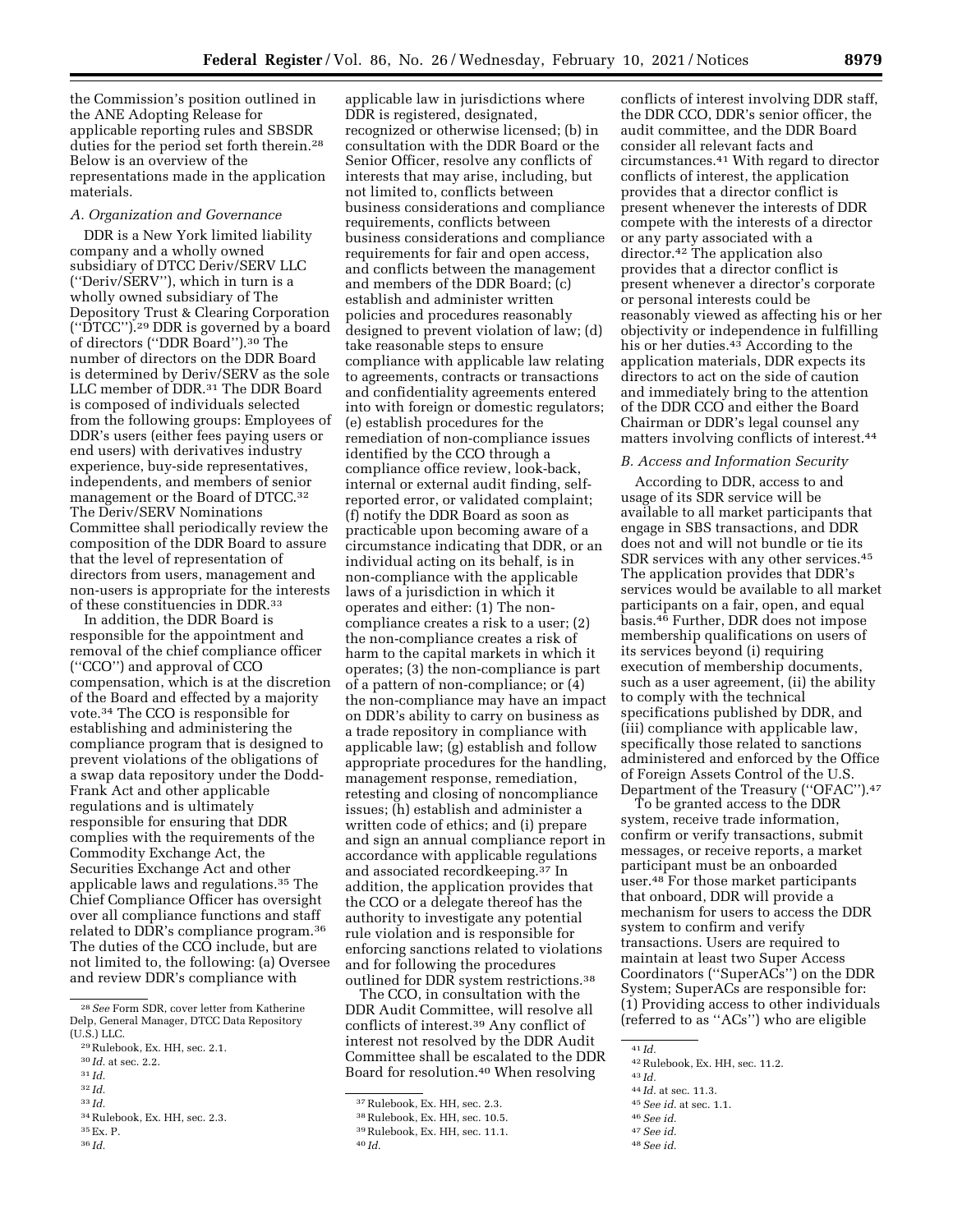the Commission's position outlined in the ANE Adopting Release for applicable reporting rules and SBSDR duties for the period set forth therein.[28] Below is an overview of the representations made in the application materials.

### A. Organization and Governance

DDR is a New York limited liability company and a wholly owned subsidiary of DTCC Deriv/SERV LLC (''Deriv/SERV''), which in turn is a wholly owned subsidiary of The Depository Trust & Clearing Corporation (''DTCC'').[29] DDR is governed by a board of directors (''DDR Board'').[30] The number of directors on the DDR Board is determined by Deriv/SERV as the sole LLC member of DDR.[31] The DDR Board is composed of individuals selected from the following groups: Employees of DDR's users (either fees paying users or end users) with derivatives industry experience, buy-side representatives, independents, and members of senior management or the Board of DTCC.[32] The Deriv/SERV Nominations Committee shall periodically review the composition of the DDR Board to assure that the level of representation of directors from users, management and non-users is appropriate for the interests of these constituencies in DDR.[33]

In addition, the DDR Board is responsible for the appointment and removal of the chief compliance officer (''CCO'') and approval of CCO compensation, which is at the discretion of the Board and effected by a majority vote.[34] The CCO is responsible for establishing and administering the compliance program that is designed to prevent violations of the obligations of a swap data repository under the Dodd-Frank Act and other applicable regulations and is ultimately responsible for ensuring that DDR complies with the requirements of the Commodity Exchange Act, the Securities Exchange Act and other applicable laws and regulations.[35] The Chief Compliance Officer has oversight over all compliance functions and staff related to DDR's compliance program.[36] The duties of the CCO include, but are not limited to, the following: (a) Oversee and review DDR's compliance with applicable law in jurisdictions where DDR is registered, designated, recognized or otherwise licensed; (b) in consultation with the DDR Board or the Senior Officer, resolve any conflicts of interests that may arise, including, but not limited to, conflicts between business considerations and compliance requirements, conflicts between business considerations and compliance requirements for fair and open access, and conflicts between the management and members of the DDR Board; (c) establish and administer written policies and procedures reasonably designed to prevent violation of law; (d) take reasonable steps to ensure compliance with applicable law relating to agreements, contracts or transactions and confidentiality agreements entered into with foreign or domestic regulators; (e) establish procedures for the remediation of non-compliance issues identified by the CCO through a compliance office review, look-back, internal or external audit finding, self-reported error, or validated complaint; (f) notify the DDR Board as soon as practicable upon becoming aware of a circumstance indicating that DDR, or an individual acting on its behalf, is in non-compliance with the applicable laws of a jurisdiction in which it operates and either: (1) The non-compliance creates a risk to a user; (2) the non-compliance creates a risk of harm to the capital markets in which it operates; (3) the non-compliance is part of a pattern of non-compliance; or (4) the non-compliance may have an impact on DDR's ability to carry on business as a trade repository in compliance with applicable law; (g) establish and follow appropriate procedures for the handling, management response, remediation, retesting and closing of noncompliance issues; (h) establish and administer a written code of ethics; and (i) prepare and sign an annual compliance report in accordance with applicable regulations and associated recordkeeping.[37] In addition, the application provides that the CCO or a delegate thereof has the authority to investigate any potential rule violation and is responsible for enforcing sanctions related to violations and for following the procedures outlined for DDR system restrictions.[38]

The CCO, in consultation with the DDR Audit Committee, will resolve all conflicts of interest.[39] Any conflict of interest not resolved by the DDR Audit Committee shall be escalated to the DDR Board for resolution.[40] When resolving conflicts of interest involving DDR staff, the DDR CCO, DDR's senior officer, the audit committee, and the DDR Board consider all relevant facts and circumstances.[41] With regard to director conflicts of interest, the application provides that a director conflict is present whenever the interests of DDR compete with the interests of a director or any party associated with a director.[42] The application also provides that a director conflict is present whenever a director's corporate or personal interests could be reasonably viewed as affecting his or her objectivity or independence in fulfilling his or her duties.[43] According to the application materials, DDR expects its directors to act on the side of caution and immediately bring to the attention of the DDR CCO and either the Board Chairman or DDR's legal counsel any matters involving conflicts of interest.[44]

### B. Access and Information Security

According to DDR, access to and usage of its SDR service will be available to all market participants that engage in SBS transactions, and DDR does not and will not bundle or tie its SDR services with any other services.[45] The application provides that DDR's services would be available to all market participants on a fair, open, and equal basis.[46] Further, DDR does not impose membership qualifications on users of its services beyond (i) requiring execution of membership documents, such as a user agreement, (ii) the ability to comply with the technical specifications published by DDR, and (iii) compliance with applicable law, specifically those related to sanctions administered and enforced by the Office of Foreign Assets Control of the U.S. Department of the Treasury (''OFAC'').[47]

To be granted access to the DDR system, receive trade information, confirm or verify transactions, submit messages, or receive reports, a market participant must be an onboarded user.[48] For those market participants that onboard, DDR will provide a mechanism for users to access the DDR system to confirm and verify transactions. Users are required to maintain at least two Super Access Coordinators (''SuperACs'') on the DDR System; SuperACs are responsible for: (1) Providing access to other individuals (referred to as ''ACs'') who are eligible

---

[28] *See* Form SDR, cover letter from Katherine Delp, General Manager, DTCC Data Repository (U.S.) LLC.

[29] Rulebook, Ex. HH, sec. 2.1.

[30] *Id.* at sec. 2.2.

[31] *Id.*

[32] *Id.*

[33] *Id.*

[34] Rulebook, Ex. HH, sec. 2.3.

[35] Ex. P.

[36] *Id.*

[37] Rulebook, Ex. HH, sec. 2.3.

[38] Rulebook, Ex. HH, sec. 10.5.

[39] Rulebook, Ex. HH, sec. 11.1.

[40] *Id.*

[41] *Id.*

[42] Rulebook, Ex. HH, sec. 11.2.

[43] *Id.*

[44] *Id.* at sec. 11.3.

[45] *See id.* at sec. 1.1.

[46] *See id.*

[47] *See id.*

[48] *See id.*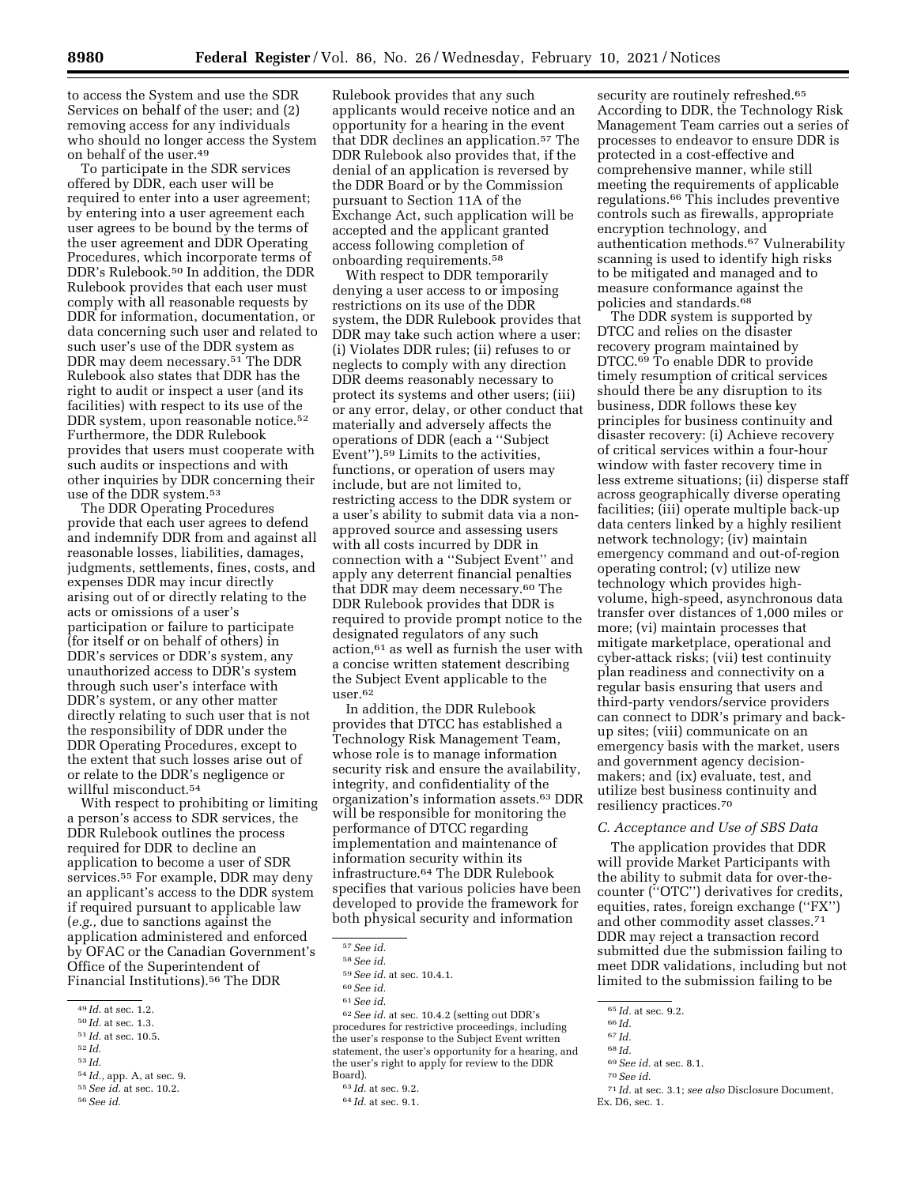to access the System and use the SDR Services on behalf of the user; and (2) removing access for any individuals who should no longer access the System on behalf of the user.[49]

To participate in the SDR services offered by DDR, each user will be required to enter into a user agreement; by entering into a user agreement each user agrees to be bound by the terms of the user agreement and DDR Operating Procedures, which incorporate terms of DDR's Rulebook.[50] In addition, the DDR Rulebook provides that each user must comply with all reasonable requests by DDR for information, documentation, or data concerning such user and related to such user's use of the DDR system as DDR may deem necessary.[51] The DDR Rulebook also states that DDR has the right to audit or inspect a user (and its facilities) with respect to its use of the DDR system, upon reasonable notice.[52] Furthermore, the DDR Rulebook provides that users must cooperate with such audits or inspections and with other inquiries by DDR concerning their use of the DDR system.[53]

The DDR Operating Procedures provide that each user agrees to defend and indemnify DDR from and against all reasonable losses, liabilities, damages, judgments, settlements, fines, costs, and expenses DDR may incur directly arising out of or directly relating to the acts or omissions of a user's participation or failure to participate (for itself or on behalf of others) in DDR's services or DDR's system, any unauthorized access to DDR's system through such user's interface with DDR's system, or any other matter directly relating to such user that is not the responsibility of DDR under the DDR Operating Procedures, except to the extent that such losses arise out of or relate to the DDR's negligence or willful misconduct.[54]

With respect to prohibiting or limiting a person's access to SDR services, the DDR Rulebook outlines the process required for DDR to decline an application to become a user of SDR services.[55] For example, DDR may deny an applicant's access to the DDR system if required pursuant to applicable law (*e.g.,* due to sanctions against the application administered and enforced by OFAC or the Canadian Government's Office of the Superintendent of Financial Institutions).[56] The DDR Rulebook provides that any such applicants would receive notice and an opportunity for a hearing in the event that DDR declines an application.[57] The DDR Rulebook also provides that, if the denial of an application is reversed by the DDR Board or by the Commission pursuant to Section 11A of the Exchange Act, such application will be accepted and the applicant granted access following completion of onboarding requirements.[58]

With respect to DDR temporarily denying a user access to or imposing restrictions on its use of the DDR system, the DDR Rulebook provides that DDR may take such action where a user: (i) Violates DDR rules; (ii) refuses to or neglects to comply with any direction DDR deems reasonably necessary to protect its systems and other users; (iii) or any error, delay, or other conduct that materially and adversely affects the operations of DDR (each a "Subject Event").[59] Limits to the activities, functions, or operation of users may include, but are not limited to, restricting access to the DDR system or a user's ability to submit data via a non-approved source and assessing users with all costs incurred by DDR in connection with a "Subject Event" and apply any deterrent financial penalties that DDR may deem necessary.[60] The DDR Rulebook provides that DDR is required to provide prompt notice to the designated regulators of any such action,[61] as well as furnish the user with a concise written statement describing the Subject Event applicable to the user.[62]

In addition, the DDR Rulebook provides that DTCC has established a Technology Risk Management Team, whose role is to manage information security risk and ensure the availability, integrity, and confidentiality of the organization's information assets.[63] DDR will be responsible for monitoring the performance of DTCC regarding implementation and maintenance of information security within its infrastructure.[64] The DDR Rulebook specifies that various policies have been developed to provide the framework for both physical security and information security are routinely refreshed.[65] According to DDR, the Technology Risk Management Team carries out a series of processes to endeavor to ensure DDR is protected in a cost-effective and comprehensive manner, while still meeting the requirements of applicable regulations.[66] This includes preventive controls such as firewalls, appropriate encryption technology, and authentication methods.[67] Vulnerability scanning is used to identify high risks to be mitigated and managed and to measure conformance against the policies and standards.[68]

The DDR system is supported by DTCC and relies on the disaster recovery program maintained by DTCC.[69] To enable DDR to provide timely resumption of critical services should there be any disruption to its business, DDR follows these key principles for business continuity and disaster recovery: (i) Achieve recovery of critical services within a four-hour window with faster recovery time in less extreme situations; (ii) disperse staff across geographically diverse operating facilities; (iii) operate multiple back-up data centers linked by a highly resilient network technology; (iv) maintain emergency command and out-of-region operating control; (v) utilize new technology which provides high-volume, high-speed, asynchronous data transfer over distances of 1,000 miles or more; (vi) maintain processes that mitigate marketplace, operational and cyber-attack risks; (vii) test continuity plan readiness and connectivity on a regular basis ensuring that users and third-party vendors/service providers can connect to DDR's primary and back-up sites; (viii) communicate on an emergency basis with the market, users and government agency decision-makers; and (ix) evaluate, test, and utilize best business continuity and resiliency practices.[70]

### *C. Acceptance and Use of SBS Data*

The application provides that DDR will provide Market Participants with the ability to submit data for over-the-counter ("OTC") derivatives for credits, equities, rates, foreign exchange ("FX") and other commodity asset classes.[71] DDR may reject a transaction record submitted due the submission failing to meet DDR validations, including but not limited to the submission failing to be

---

[49] *Id.* at sec. 1.2.

[50] *Id.* at sec. 1.3.

[51] *Id.* at sec. 10.5.

[52] *Id.*

[53] *Id.*

[54] *Id.,* app. A, at sec. 9.

[55] *See id.* at sec. 10.2.

[56] *See id.*

[57] *See id.*

[58] *See id.*

[59] *See id.* at sec. 10.4.1.

[60] *See id.*

[61] *See id.*

[62] *See id.* at sec. 10.4.2 (setting out DDR's procedures for restrictive proceedings, including the user's response to the Subject Event written statement, the user's opportunity for a hearing, and the user's right to apply for review to the DDR Board).

[63] *Id.* at sec. 9.2.

[64] *Id.* at sec. 9.1.

[65] *Id.* at sec. 9.2.

[66] *Id.*

[67] *Id.*

[68] *Id.*

[69] *See id.* at sec. 8.1.

[70] *See id.*

[71] *Id.* at sec. 3.1; *see also* Disclosure Document, Ex. D6, sec. 1.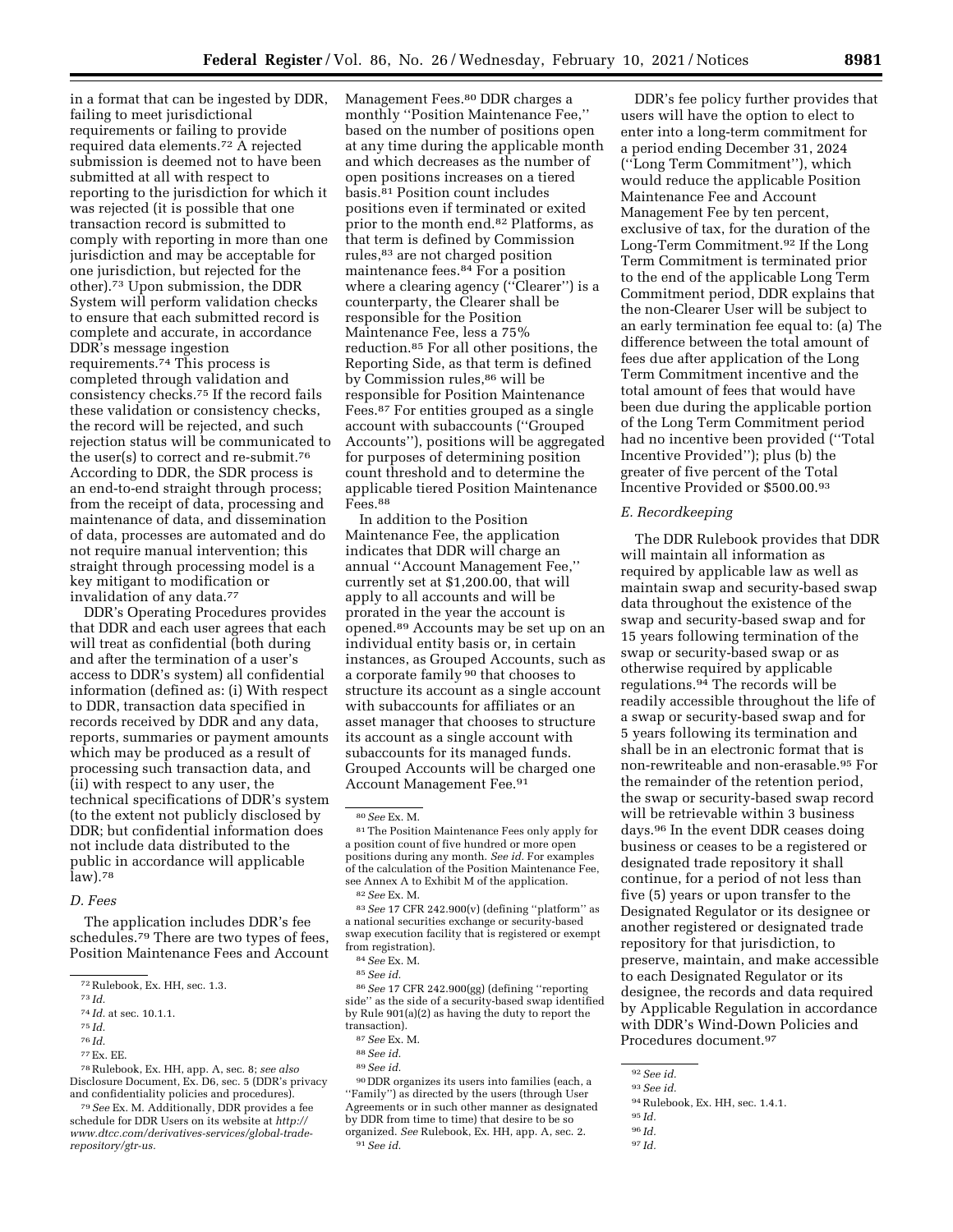in a format that can be ingested by DDR, failing to meet jurisdictional requirements or failing to provide required data elements.[72] A rejected submission is deemed not to have been submitted at all with respect to reporting to the jurisdiction for which it was rejected (it is possible that one transaction record is submitted to comply with reporting in more than one jurisdiction and may be acceptable for one jurisdiction, but rejected for the other).[73] Upon submission, the DDR System will perform validation checks to ensure that each submitted record is complete and accurate, in accordance DDR's message ingestion requirements.[74] This process is completed through validation and consistency checks.[75] If the record fails these validation or consistency checks, the record will be rejected, and such rejection status will be communicated to the user(s) to correct and re-submit.[76] According to DDR, the SDR process is an end-to-end straight through process; from the receipt of data, processing and maintenance of data, and dissemination of data, processes are automated and do not require manual intervention; this straight through processing model is a key mitigant to modification or invalidation of any data.[77]

DDR's Operating Procedures provides that DDR and each user agrees that each will treat as confidential (both during and after the termination of a user's access to DDR's system) all confidential information (defined as: (i) With respect to DDR, transaction data specified in records received by DDR and any data, reports, summaries or payment amounts which may be produced as a result of processing such transaction data, and (ii) with respect to any user, the technical specifications of DDR's system (to the extent not publicly disclosed by DDR; but confidential information does not include data distributed to the public in accordance will applicable law).[78]

*D. Fees*

The application includes DDR's fee schedules.[79] There are two types of fees, Position Maintenance Fees and Account Management Fees.[80] DDR charges a monthly ''Position Maintenance Fee,'' based on the number of positions open at any time during the applicable month and which decreases as the number of open positions increases on a tiered basis.[81] Position count includes positions even if terminated or exited prior to the month end.[82] Platforms, as that term is defined by Commission rules,[83] are not charged position maintenance fees.[84] For a position where a clearing agency (''Clearer'') is a counterparty, the Clearer shall be responsible for the Position Maintenance Fee, less a 75% reduction.[85] For all other positions, the Reporting Side, as that term is defined by Commission rules,[86] will be responsible for Position Maintenance Fees.[87] For entities grouped as a single account with subaccounts (''Grouped Accounts''), positions will be aggregated for purposes of determining position count threshold and to determine the applicable tiered Position Maintenance Fees.[88]

In addition to the Position Maintenance Fee, the application indicates that DDR will charge an annual ''Account Management Fee,'' currently set at $1,200.00, that will apply to all accounts and will be prorated in the year the account is opened.[89] Accounts may be set up on an individual entity basis or, in certain instances, as Grouped Accounts, such as a corporate family[90] that chooses to structure its account as a single account with subaccounts for affiliates or an asset manager that chooses to structure its account as a single account with subaccounts for its managed funds. Grouped Accounts will be charged one Account Management Fee.[91]

DDR's fee policy further provides that users will have the option to elect to enter into a long-term commitment for a period ending December 31, 2024 (''Long Term Commitment''), which would reduce the applicable Position Maintenance Fee and Account Management Fee by ten percent, exclusive of tax, for the duration of the Long-Term Commitment.[92] If the Long Term Commitment is terminated prior to the end of the applicable Long Term Commitment period, DDR explains that the non-Clearer User will be subject to an early termination fee equal to: (a) The difference between the total amount of fees due after application of the Long Term Commitment incentive and the total amount of fees that would have been due during the applicable portion of the Long Term Commitment period had no incentive been provided (''Total Incentive Provided''); plus (b) the greater of five percent of the Total Incentive Provided or $500.00.[93]

*E. Recordkeeping*

The DDR Rulebook provides that DDR will maintain all information as required by applicable law as well as maintain swap and security-based swap data throughout the existence of the swap and security-based swap and for 15 years following termination of the swap or security-based swap or as otherwise required by applicable regulations.[94] The records will be readily accessible throughout the life of a swap or security-based swap and for 5 years following its termination and shall be in an electronic format that is non-rewriteable and non-erasable.[95] For the remainder of the retention period, the swap or security-based swap record will be retrievable within 3 business days.[96] In the event DDR ceases doing business or ceases to be a registered or designated trade repository it shall continue, for a period of not less than five (5) years or upon transfer to the Designated Regulator or its designee or another registered or designated trade repository for that jurisdiction, to preserve, maintain, and make accessible to each Designated Regulator or its designee, the records and data required by Applicable Regulation in accordance with DDR's Wind-Down Policies and Procedures document.[97]

---

[72] Rulebook, Ex. HH, sec. 1.3.

[73] *Id.*

[74] *Id.* at sec. 10.1.1.

[75] *Id.*

[76] *Id.*

[77] Ex. EE.

[78] Rulebook, Ex. HH, app. A, sec. 8; *see also* Disclosure Document, Ex. D6, sec. 5 (DDR's privacy and confidentiality policies and procedures).

[79] *See* Ex. M. Additionally, DDR provides a fee schedule for DDR Users on its website at *http://www.dtcc.com/derivatives-services/global-trade-repository/gtr-us.*

[80] *See* Ex. M.

[81] The Position Maintenance Fees only apply for a position count of five hundred or more open positions during any month. *See id.* For examples of the calculation of the Position Maintenance Fee, see Annex A to Exhibit M of the application.

[82] *See* Ex. M.

[83] *See* 17 CFR 242.900(v) (defining ''platform'' as a national securities exchange or security-based swap execution facility that is registered or exempt from registration).

[84] *See* Ex. M.

[85] *See id.*

[86] *See* 17 CFR 242.900(gg) (defining ''reporting side'' as the side of a security-based swap identified by Rule 901(a)(2) as having the duty to report the transaction).

[87] *See* Ex. M.

[88] *See id.*

[89] *See id.*

[90] DDR organizes its users into families (each, a ''Family'') as directed by the users (through User Agreements or in such other manner as designated by DDR from time to time) that desire to be so organized. *See* Rulebook, Ex. HH, app. A, sec. 2.

[91] *See id.*

[92] *See id.*

[93] *See id.*

[94] Rulebook, Ex. HH, sec. 1.4.1.

[95] *Id.*

[96] *Id.*

[97] *Id.*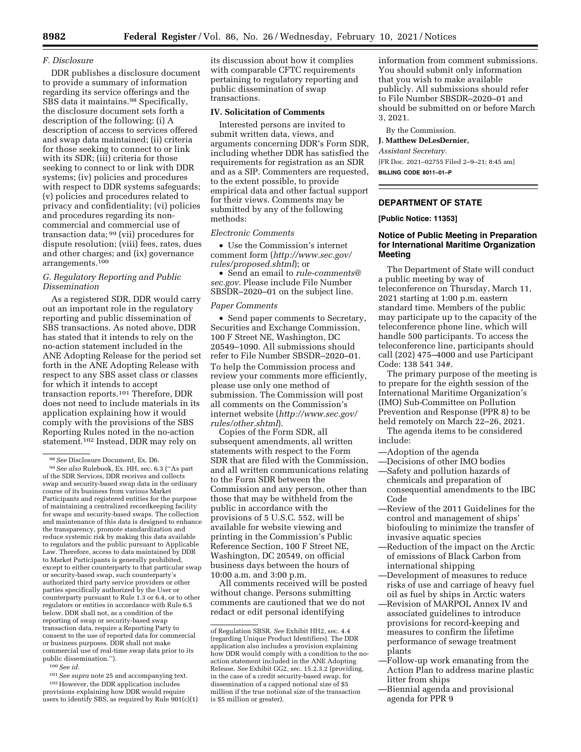### F. Disclosure

DDR publishes a disclosure document to provide a summary of information regarding its service offerings and the SBS data it maintains.[98] Specifically, the disclosure document sets forth a description of the following: (i) A description of access to services offered and swap data maintained; (ii) criteria for those seeking to connect to or link with its SDR; (iii) criteria for those seeking to connect to or link with DDR systems; (iv) policies and procedures with respect to DDR systems safeguards; (v) policies and procedures related to privacy and confidentiality; (vi) policies and procedures regarding its non-commercial and commercial use of transaction data;[99] (vii) procedures for dispute resolution; (viii) fees, rates, dues and other charges; and (ix) governance arrangements.[100]

### G. Regulatory Reporting and Public Dissemination

As a registered SDR, DDR would carry out an important role in the regulatory reporting and public dissemination of SBS transactions. As noted above, DDR has stated that it intends to rely on the no-action statement included in the ANE Adopting Release for the period set forth in the ANE Adopting Release with respect to any SBS asset class or classes for which it intends to accept transaction reports.[101] Therefore, DDR does not need to include materials in its application explaining how it would comply with the provisions of the SBS Reporting Rules noted in the no-action statement.[102] Instead, DDR may rely on its discussion about how it complies with comparable CFTC requirements pertaining to regulatory reporting and public dissemination of swap transactions.

## IV. Solicitation of Comments

Interested persons are invited to submit written data, views, and arguments concerning DDR's Form SDR, including whether DDR has satisfied the requirements for registration as an SDR and as a SIP. Commenters are requested, to the extent possible, to provide empirical data and other factual support for their views. Comments may be submitted by any of the following methods:

*Electronic Comments*

- Use the Commission's internet comment form (*http://www.sec.gov/rules/proposed.shtml*); or
- Send an email to *rule-comments@sec.gov.* Please include File Number SBSDR–2020–01 on the subject line.

*Paper Comments*

- Send paper comments to Secretary, Securities and Exchange Commission, 100 F Street NE, Washington, DC 20549–1090. All submissions should refer to File Number SBSDR–2020–01.

To help the Commission process and review your comments more efficiently, please use only one method of submission. The Commission will post all comments on the Commission's internet website (*http://www.sec.gov/rules/other.shtml*).

Copies of the Form SDR, all subsequent amendments, all written statements with respect to the Form SDR that are filed with the Commission, and all written communications relating to the Form SDR between the Commission and any person, other than those that may be withheld from the public in accordance with the provisions of 5 U.S.C. 552, will be available for website viewing and printing in the Commission's Public Reference Section, 100 F Street NE, Washington, DC 20549, on official business days between the hours of 10:00 a.m. and 3:00 p.m.

All comments received will be posted without change. Persons submitting comments are cautioned that we do not redact or edit personal identifying information from comment submissions. You should submit only information that you wish to make available publicly. All submissions should refer to File Number SBSDR–2020–01 and should be submitted on or before March 3, 2021.

By the Commission.

**J. Matthew DeLesDernier,**

*Assistant Secretary.*

[FR Doc. 2021–02755 Filed 2–9–21; 8:45 am]

**BILLING CODE 8011–01–P**

---

[98] *See* Disclosure Document, Ex. D6.

[99] *See also* Rulebook, Ex. HH, sec. 6.3 ("As part of the SDR Services, DDR receives and collects swap and security-based swap data in the ordinary course of its business from various Market Participants and registered entities for the purpose of maintaining a centralized recordkeeping facility for swaps and security-based swaps. The collection and maintenance of this data is designed to enhance the transparency, promote standardization and reduce systemic risk by making this data available to regulators and the public pursuant to Applicable Law. Therefore, access to data maintained by DDR to Market Participants is generally prohibited, except to either counterparty to that particular swap or security-based swap, such counterparty's authorized third party service providers or other parties specifically authorized by the User or counterparty pursuant to Rule 1.3 or 6.4, or to other regulators or entities in accordance with Rule 6.5 below. DDR shall not, as a condition of the reporting of swap or security-based swap transaction data, require a Reporting Party to consent to the use of reported data for commercial or business purposes. DDR shall not make commercial use of real-time swap data prior to its public dissemination.").

[100] *See id.*

[101] *See supra* note 25 and accompanying text.

[102] However, the DDR application includes provisions explaining how DDR would require users to identify SBS, as required by Rule 901(c)(1) of Regulation SBSR. *See* Exhibit HH2, sec. 4.4 (regarding Unique Product Identifiers). The DDR application also includes a provision explaining how DDR would comply with a condition to the no-action statement included in the ANE Adopting Release. *See* Exhibit GG2, sec. 15.2.3.2 (providing, in the case of a credit security-based swap, for dissemination of a capped notional size of $5 million if the true notional size of the transaction is $5 million or greater).

---

## DEPARTMENT OF STATE

**[Public Notice: 11353]**

### Notice of Public Meeting in Preparation for International Maritime Organization Meeting

The Department of State will conduct a public meeting by way of teleconference on Thursday, March 11, 2021 starting at 1:00 p.m. eastern standard time. Members of the public may participate up to the capacity of the teleconference phone line, which will handle 500 participants. To access the teleconference line, participants should call (202) 475–4000 and use Participant Code: 138 541 34#.

The primary purpose of the meeting is to prepare for the eighth session of the International Maritime Organization's (IMO) Sub-Committee on Pollution Prevention and Response (PPR 8) to be held remotely on March 22–26, 2021.

The agenda items to be considered include:

—Adoption of the agenda

—Decisions of other IMO bodies

—Safety and pollution hazards of chemicals and preparation of consequential amendments to the IBC Code

—Review of the 2011 Guidelines for the control and management of ships' biofouling to minimize the transfer of invasive aquatic species

—Reduction of the impact on the Arctic of emissions of Black Carbon from international shipping

—Development of measures to reduce risks of use and carriage of heavy fuel oil as fuel by ships in Arctic waters

—Revision of MARPOL Annex IV and associated guidelines to introduce provisions for record-keeping and measures to confirm the lifetime performance of sewage treatment plants

—Follow-up work emanating from the Action Plan to address marine plastic litter from ships

—Biennial agenda and provisional agenda for PPR 9